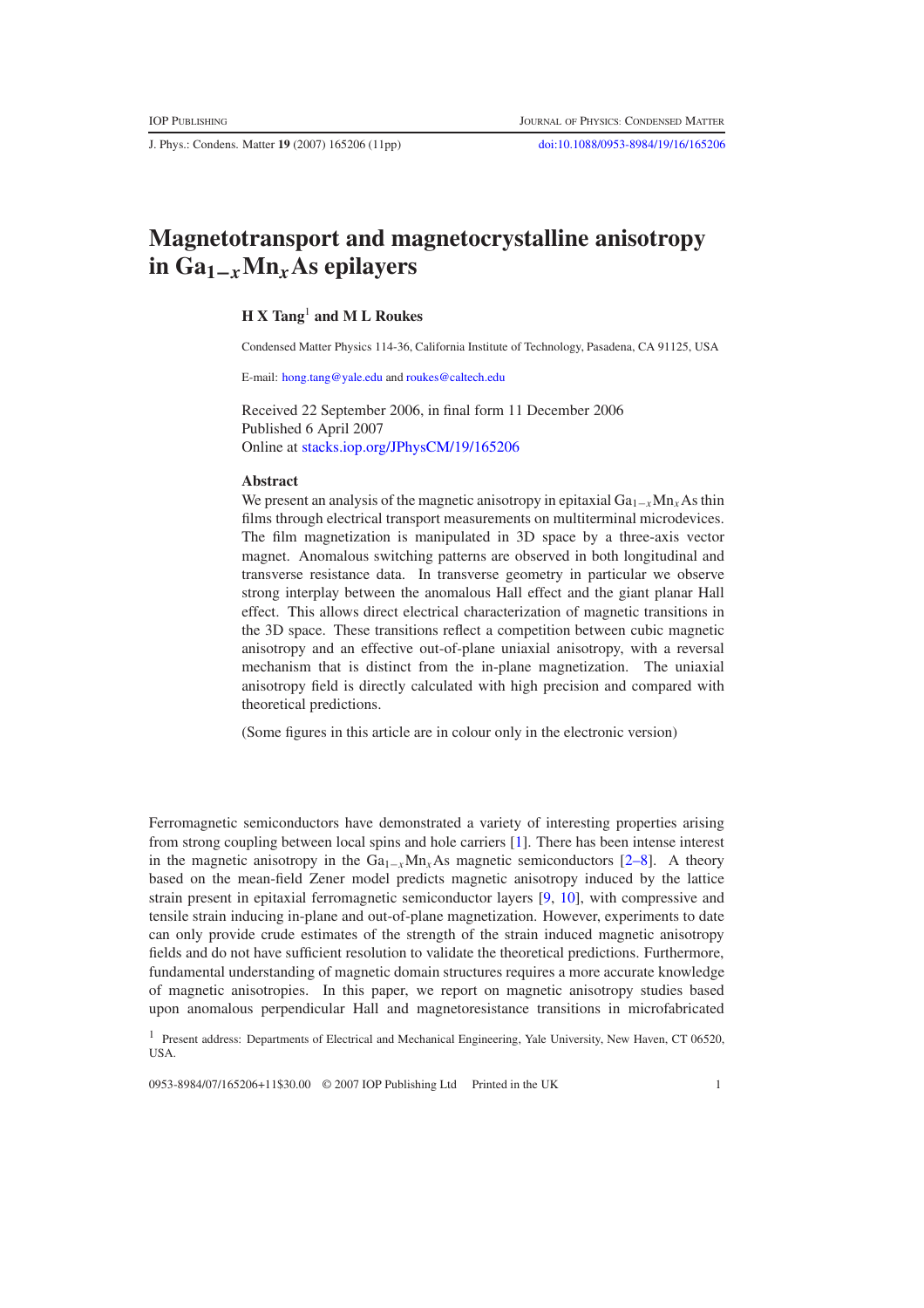# Magnetotransport and magnetocrystalline anisotropy in $Ga_{1-x}Mn_xAs$ epilayers

**H X Tang**[1] **and M L Roukes**

Condensed Matter Physics 114-36, California Institute of Technology, Pasadena, CA 91125, USA

E-mail: hong.tang@yale.edu and roukes@caltech.edu

Received 22 September 2006, in final form 11 December 2006
Published 6 April 2007
Online at stacks.iop.org/JPhysCM/19/165206

## Abstract

We present an analysis of the magnetic anisotropy in epitaxial $Ga_{1-x}Mn_xAs$ thin films through electrical transport measurements on multiterminal microdevices. The film magnetization is manipulated in 3D space by a three-axis vector magnet. Anomalous switching patterns are observed in both longitudinal and transverse resistance data. In transverse geometry in particular we observe strong interplay between the anomalous Hall effect and the giant planar Hall effect. This allows direct electrical characterization of magnetic transitions in the 3D space. These transitions reflect a competition between cubic magnetic anisotropy and an effective out-of-plane uniaxial anisotropy, with a reversal mechanism that is distinct from the in-plane magnetization. The uniaxial anisotropy field is directly calculated with high precision and compared with theoretical predictions.

(Some figures in this article are in colour only in the electronic version)

Ferromagnetic semiconductors have demonstrated a variety of interesting properties arising from strong coupling between local spins and hole carriers [1]. There has been intense interest in the magnetic anisotropy in the $Ga_{1-x}Mn_xAs$ magnetic semiconductors [2–8]. A theory based on the mean-field Zener model predicts magnetic anisotropy induced by the lattice strain present in epitaxial ferromagnetic semiconductor layers [9, 10], with compressive and tensile strain inducing in-plane and out-of-plane magnetization. However, experiments to date can only provide crude estimates of the strength of the strain induced magnetic anisotropy fields and do not have sufficient resolution to validate the theoretical predictions. Furthermore, fundamental understanding of magnetic domain structures requires a more accurate knowledge of magnetic anisotropies. In this paper, we report on magnetic anisotropy studies based upon anomalous perpendicular Hall and magnetoresistance transitions in microfabricated

[1] Present address: Departments of Electrical and Mechanical Engineering, Yale University, New Haven, CT 06520, USA.

0953-8984/07/165206+11$30.00 © 2007 IOP Publishing Ltd Printed in the UK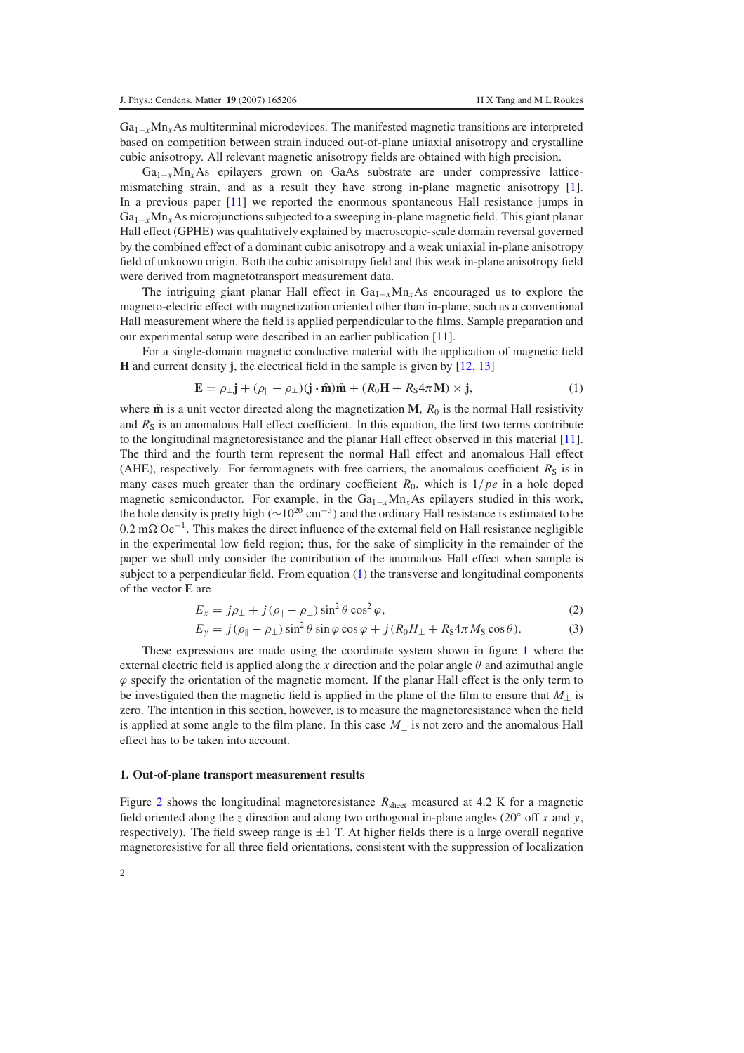$Ga_{1-x}Mn_xAs$ multiterminal microdevices. The manifested magnetic transitions are interpreted based on competition between strain induced out-of-plane uniaxial anisotropy and crystalline cubic anisotropy. All relevant magnetic anisotropy fields are obtained with high precision.

$Ga_{1-x}Mn_xAs$ epilayers grown on GaAs substrate are under compressive lattice-mismatching strain, and as a result they have strong in-plane magnetic anisotropy [1]. In a previous paper [11] we reported the enormous spontaneous Hall resistance jumps in $Ga_{1-x}Mn_xAs$ microjunctions subjected to a sweeping in-plane magnetic field. This giant planar Hall effect (GPHE) was qualitatively explained by macroscopic-scale domain reversal governed by the combined effect of a dominant cubic anisotropy and a weak uniaxial in-plane anisotropy field of unknown origin. Both the cubic anisotropy field and this weak in-plane anisotropy field were derived from magnetotransport measurement data.

The intriguing giant planar Hall effect in $Ga_{1-x}Mn_xAs$ encouraged us to explore the magneto-electric effect with magnetization oriented other than in-plane, such as a conventional Hall measurement where the field is applied perpendicular to the films. Sample preparation and our experimental setup were described in an earlier publication [11].

For a single-domain magnetic conductive material with the application of magnetic field $\mathbf{H}$ and current density $\mathbf{j}$, the electrical field in the sample is given by [12, 13]

$$\mathbf{E} = \rho_\perp \mathbf{j} + (\rho_\parallel - \rho_\perp)(\mathbf{j} \cdot \hat{\mathbf{m}})\hat{\mathbf{m}} + (R_0\mathbf{H} + R_S 4\pi \mathbf{M}) \times \mathbf{j}, \tag{1}$$

where $\hat{\mathbf{m}}$ is a unit vector directed along the magnetization $\mathbf{M}$, $R_0$ is the normal Hall resistivity and $R_S$ is an anomalous Hall effect coefficient. In this equation, the first two terms contribute to the longitudinal magnetoresistance and the planar Hall effect observed in this material [11]. The third and the fourth term represent the normal Hall effect and anomalous Hall effect (AHE), respectively. For ferromagnets with free carriers, the anomalous coefficient $R_S$ is in many cases much greater than the ordinary coefficient $R_0$, which is $1/pe$ in a hole doped magnetic semiconductor. For example, in the $Ga_{1-x}Mn_xAs$ epilayers studied in this work, the hole density is pretty high ($\sim 10^{20}$ cm$^{-3}$) and the ordinary Hall resistance is estimated to be 0.2 m$\Omega$ Oe$^{-1}$. This makes the direct influence of the external field on Hall resistance negligible in the experimental low field region; thus, for the sake of simplicity in the remainder of the paper we shall only consider the contribution of the anomalous Hall effect when sample is subject to a perpendicular field. From equation (1) the transverse and longitudinal components of the vector $\mathbf{E}$ are

$$E_x = j\rho_\perp + j(\rho_\parallel - \rho_\perp)\sin^2\theta\cos^2\varphi, \tag{2}$$

$$E_y = j(\rho_\parallel - \rho_\perp)\sin^2\theta\sin\varphi\cos\varphi + j(R_0 H_\perp + R_S 4\pi M_S \cos\theta). \tag{3}$$

These expressions are made using the coordinate system shown in figure 1 where the external electric field is applied along the $x$ direction and the polar angle $\theta$ and azimuthal angle $\varphi$ specify the orientation of the magnetic moment. If the planar Hall effect is the only term to be investigated then the magnetic field is applied in the plane of the film to ensure that $M_\perp$ is zero. The intention in this section, however, is to measure the magnetoresistance when the field is applied at some angle to the film plane. In this case $M_\perp$ is not zero and the anomalous Hall effect has to be taken into account.

## 1. Out-of-plane transport measurement results

Figure 2 shows the longitudinal magnetoresistance $R_{sheet}$ measured at 4.2 K for a magnetic field oriented along the $z$ direction and along two orthogonal in-plane angles (20° off $x$ and $y$, respectively). The field sweep range is $\pm 1$ T. At higher fields there is a large overall negative magnetoresistive for all three field orientations, consistent with the suppression of localization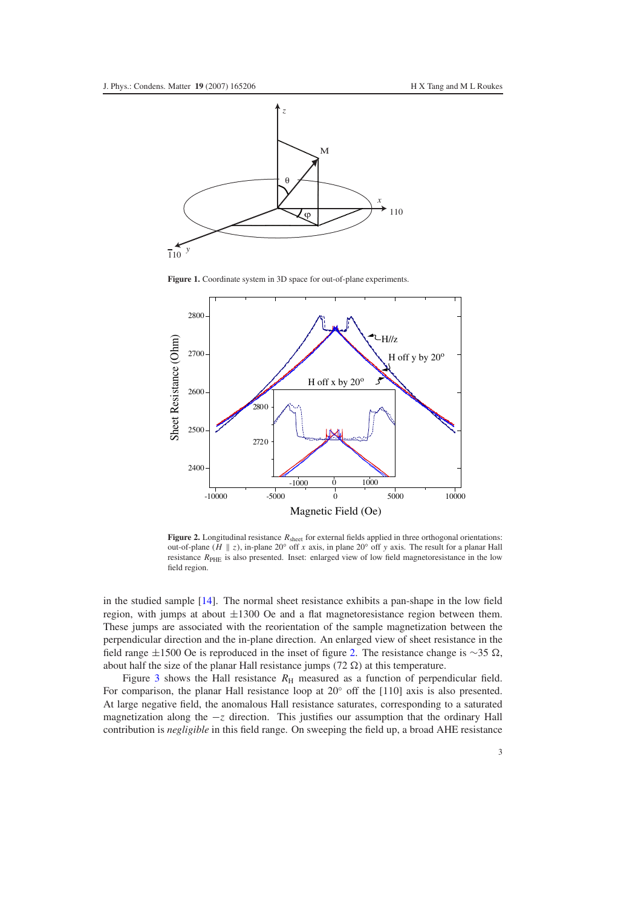**Figure 1.** Coordinate system in 3D space for out-of-plane experiments.

**Figure 2.** Longitudinal resistance $R_{\mathrm{sheet}}$ for external fields applied in three orthogonal orientations: out-of-plane ($H \parallel z$), in-plane 20° off $x$ axis, in plane 20° off $y$ axis. The result for a planar Hall resistance $R_{\mathrm{PHE}}$ is also presented. Inset: enlarged view of low field magnetoresistance in the low field region.

in the studied sample [14]. The normal sheet resistance exhibits a pan-shape in the low field region, with jumps at about ±1300 Oe and a flat magnetoresistance region between them. These jumps are associated with the reorientation of the sample magnetization between the perpendicular direction and the in-plane direction. An enlarged view of sheet resistance in the field range ±1500 Oe is reproduced in the inset of figure 2. The resistance change is ~35 Ω, about half the size of the planar Hall resistance jumps (72 Ω) at this temperature.

Figure 3 shows the Hall resistance $R_{\mathrm{H}}$ measured as a function of perpendicular field. For comparison, the planar Hall resistance loop at 20° off the [110] axis is also presented. At large negative field, the anomalous Hall resistance saturates, corresponding to a saturated magnetization along the $-z$ direction. This justifies our assumption that the ordinary Hall contribution is *negligible* in this field range. On sweeping the field up, a broad AHE resistance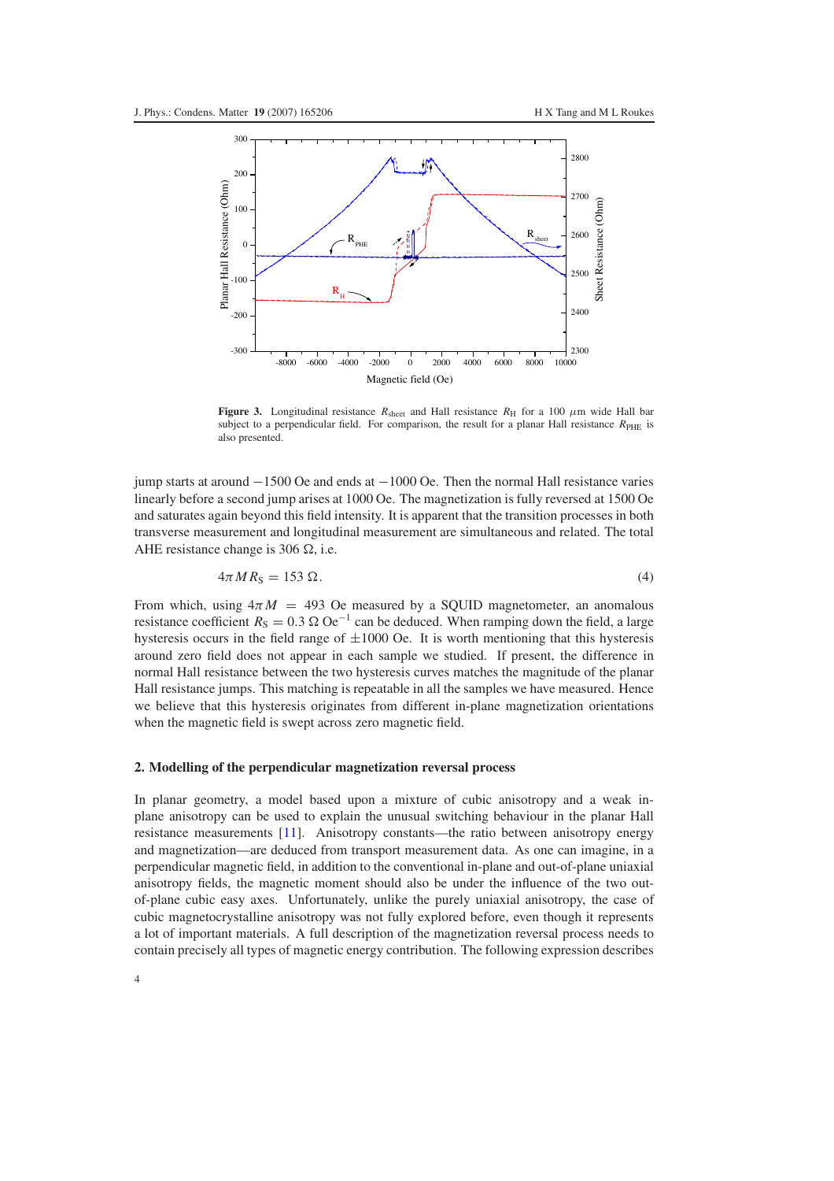Figure 3. Longitudinal resistance $R_{\text{sheet}}$ and Hall resistance $R_{\text{H}}$ for a 100 $\mu$m wide Hall bar subject to a perpendicular field. For comparison, the result for a planar Hall resistance $R_{\text{PHE}}$ is also presented.

jump starts at around $-1500$ Oe and ends at $-1000$ Oe. Then the normal Hall resistance varies linearly before a second jump arises at 1000 Oe. The magnetization is fully reversed at 1500 Oe and saturates again beyond this field intensity. It is apparent that the transition processes in both transverse measurement and longitudinal measurement are simultaneous and related. The total AHE resistance change is 306 $\Omega$, i.e.

$$4\pi M R_{\text{S}} = 153\ \Omega. \tag{4}$$

From which, using $4\pi M = 493$ Oe measured by a SQUID magnetometer, an anomalous resistance coefficient $R_{\text{S}} = 0.3\ \Omega\ \text{Oe}^{-1}$ can be deduced. When ramping down the field, a large hysteresis occurs in the field range of $\pm 1000$ Oe. It is worth mentioning that this hysteresis around zero field does not appear in each sample we studied. If present, the difference in normal Hall resistance between the two hysteresis curves matches the magnitude of the planar Hall resistance jumps. This matching is repeatable in all the samples we have measured. Hence we believe that this hysteresis originates from different in-plane magnetization orientations when the magnetic field is swept across zero magnetic field.

## 2. Modelling of the perpendicular magnetization reversal process

In planar geometry, a model based upon a mixture of cubic anisotropy and a weak in-plane anisotropy can be used to explain the unusual switching behaviour in the planar Hall resistance measurements [11]. Anisotropy constants—the ratio between anisotropy energy and magnetization—are deduced from transport measurement data. As one can imagine, in a perpendicular magnetic field, in addition to the conventional in-plane and out-of-plane uniaxial anisotropy fields, the magnetic moment should also be under the influence of the two out-of-plane cubic easy axes. Unfortunately, unlike the purely uniaxial anisotropy, the case of cubic magnetocrystalline anisotropy was not fully explored before, even though it represents a lot of important materials. A full description of the magnetization reversal process needs to contain precisely all types of magnetic energy contribution. The following expression describes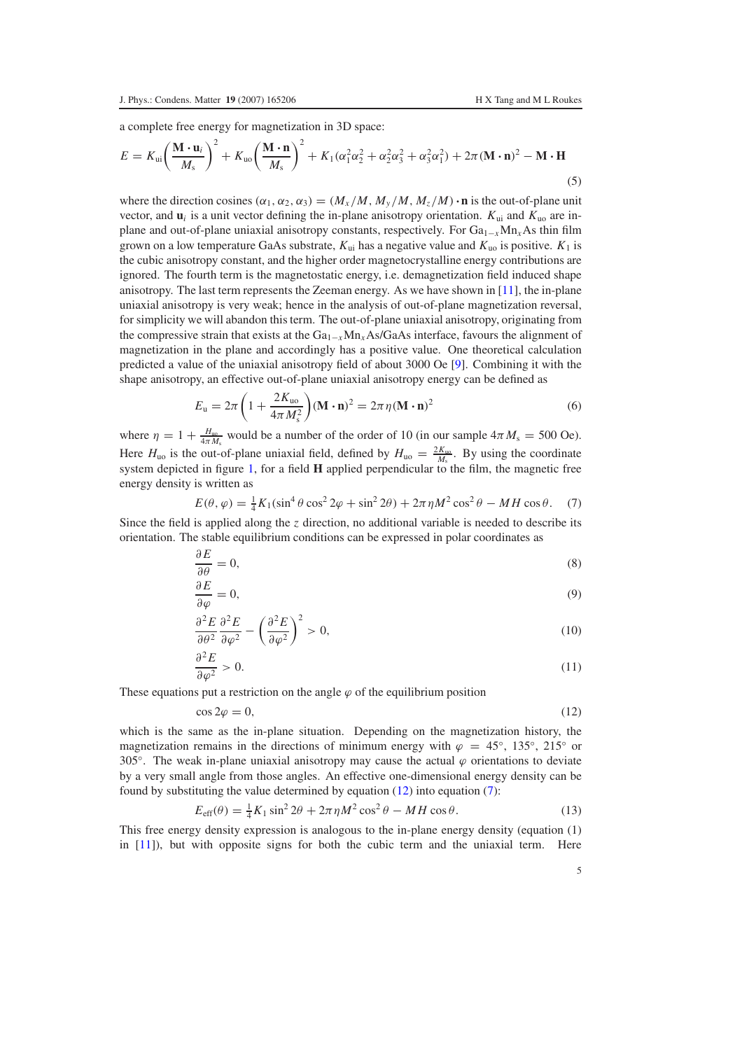a complete free energy for magnetization in 3D space:

$$E = K_{\text{ui}}\left(\frac{\mathbf{M}\cdot\mathbf{u}_i}{M_{\text{s}}}\right)^2 + K_{\text{uo}}\left(\frac{\mathbf{M}\cdot\mathbf{n}}{M_{\text{s}}}\right)^2 + K_1(\alpha_1^2\alpha_2^2 + \alpha_2^2\alpha_3^2 + \alpha_3^2\alpha_1^2) + 2\pi(\mathbf{M}\cdot\mathbf{n})^2 - \mathbf{M}\cdot\mathbf{H} \tag{5}$$

where the direction cosines $(\alpha_1, \alpha_2, \alpha_3) = (M_x/M, M_y/M, M_z/M)\cdot\mathbf{n}$ is the out-of-plane unit vector, and $\mathbf{u}_i$ is a unit vector defining the in-plane anisotropy orientation. $K_{\text{ui}}$ and $K_{\text{uo}}$ are in-plane and out-of-plane uniaxial anisotropy constants, respectively. For $Ga_{1-x}Mn_xAs$ thin film grown on a low temperature GaAs substrate, $K_{\text{ui}}$ has a negative value and $K_{\text{uo}}$ is positive. $K_1$ is the cubic anisotropy constant, and the higher order magnetocrystalline energy contributions are ignored. The fourth term is the magnetostatic energy, i.e. demagnetization field induced shape anisotropy. The last term represents the Zeeman energy. As we have shown in [11], the in-plane uniaxial anisotropy is very weak; hence in the analysis of out-of-plane magnetization reversal, for simplicity we will abandon this term. The out-of-plane uniaxial anisotropy, originating from the compressive strain that exists at the $Ga_{1-x}Mn_xAs$/GaAs interface, favours the alignment of magnetization in the plane and accordingly has a positive value. One theoretical calculation predicted a value of the uniaxial anisotropy field of about 3000 Oe [9]. Combining it with the shape anisotropy, an effective out-of-plane uniaxial anisotropy energy can be defined as

$$E_{\text{u}} = 2\pi\left(1 + \frac{2K_{\text{uo}}}{4\pi M_{\text{s}}^2}\right)(\mathbf{M}\cdot\mathbf{n})^2 = 2\pi\eta(\mathbf{M}\cdot\mathbf{n})^2 \tag{6}$$

where $\eta = 1 + \frac{H_{\text{uo}}}{4\pi M_{\text{s}}}$ would be a number of the order of 10 (in our sample $4\pi M_{\text{s}} = 500$ Oe). Here $H_{\text{uo}}$ is the out-of-plane uniaxial field, defined by $H_{\text{uo}} = \frac{2K_{\text{uo}}}{M_{\text{s}}}$. By using the coordinate system depicted in figure 1, for a field $\mathbf{H}$ applied perpendicular to the film, the magnetic free energy density is written as

$$E(\theta, \varphi) = \tfrac{1}{4}K_1(\sin^4\theta\cos^2 2\varphi + \sin^2 2\theta) + 2\pi\eta M^2\cos^2\theta - MH\cos\theta. \tag{7}$$

Since the field is applied along the $z$ direction, no additional variable is needed to describe its orientation. The stable equilibrium conditions can be expressed in polar coordinates as

$$\frac{\partial E}{\partial\theta} = 0, \tag{8}$$

$$\frac{\partial E}{\partial\varphi} = 0, \tag{9}$$

$$\frac{\partial^2 E}{\partial\theta^2}\frac{\partial^2 E}{\partial\varphi^2} - \left(\frac{\partial^2 E}{\partial\varphi^2}\right)^2 > 0, \tag{10}$$

$$\frac{\partial^2 E}{\partial\varphi^2} > 0. \tag{11}$$

These equations put a restriction on the angle $\varphi$ of the equilibrium position

$$\cos 2\varphi = 0, \tag{12}$$

which is the same as the in-plane situation. Depending on the magnetization history, the magnetization remains in the directions of minimum energy with $\varphi = 45°$, $135°$, $215°$ or $305°$. The weak in-plane uniaxial anisotropy may cause the actual $\varphi$ orientations to deviate by a very small angle from those angles. An effective one-dimensional energy density can be found by substituting the value determined by equation (12) into equation (7):

$$E_{\text{eff}}(\theta) = \tfrac{1}{4}K_1\sin^2 2\theta + 2\pi\eta M^2\cos^2\theta - MH\cos\theta. \tag{13}$$

This free energy density expression is analogous to the in-plane energy density (equation (1) in [11]), but with opposite signs for both the cubic term and the uniaxial term. Here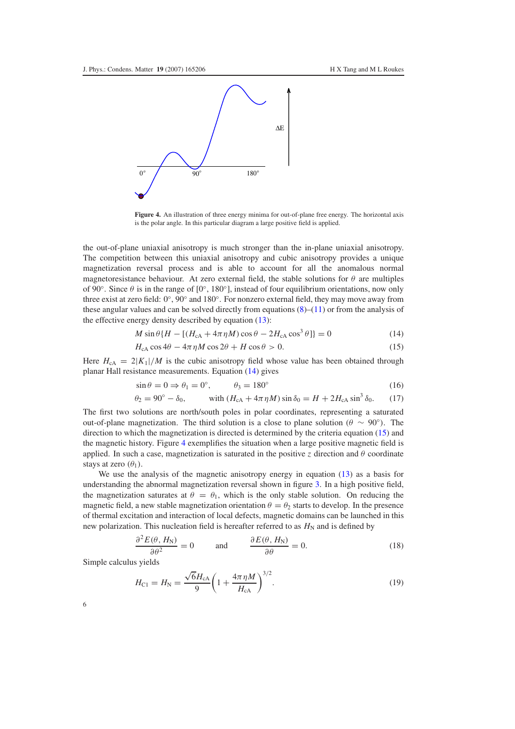Figure 4. An illustration of three energy minima for out-of-plane free energy. The horizontal axis is the polar angle. In this particular diagram a large positive field is applied.

the out-of-plane uniaxial anisotropy is much stronger than the in-plane uniaxial anisotropy. The competition between this uniaxial anisotropy and cubic anisotropy provides a unique magnetization reversal process and is able to account for all the anomalous normal magnetoresistance behaviour. At zero external field, the stable solutions for $\theta$ are multiples of 90°. Since $\theta$ is in the range of [0°, 180°], instead of four equilibrium orientations, now only three exist at zero field: 0°, 90° and 180°. For nonzero external field, they may move away from these angular values and can be solved directly from equations (8)–(11) or from the analysis of the effective energy density described by equation (13):

$$M \sin\theta\{H - [(H_{cA} + 4\pi\eta M)\cos\theta - 2H_{cA}\cos^3\theta]\} = 0 \tag{14}$$

$$H_{cA}\cos 4\theta - 4\pi\eta M\cos 2\theta + H\cos\theta > 0. \tag{15}$$

Here $H_{cA} = 2|K_1|/M$ is the cubic anisotropy field whose value has been obtained through planar Hall resistance measurements. Equation (14) gives

$$\sin\theta = 0 \Rightarrow \theta_1 = 0^\circ, \qquad \theta_3 = 180^\circ \tag{16}$$

$$\theta_2 = 90^\circ - \delta_0, \qquad \text{with } (H_{cA} + 4\pi\eta M)\sin\delta_0 = H + 2H_{cA}\sin^3\delta_0. \tag{17}$$

The first two solutions are north/south poles in polar coordinates, representing a saturated out-of-plane magnetization. The third solution is a close to plane solution ($\theta \sim 90^\circ$). The direction to which the magnetization is directed is determined by the criteria equation (15) and the magnetic history. Figure 4 exemplifies the situation when a large positive magnetic field is applied. In such a case, magnetization is saturated in the positive $z$ direction and $\theta$ coordinate stays at zero ($\theta_1$).

We use the analysis of the magnetic anisotropy energy in equation (13) as a basis for understanding the abnormal magnetization reversal shown in figure 3. In a high positive field, the magnetization saturates at $\theta = \theta_1$, which is the only stable solution. On reducing the magnetic field, a new stable magnetization orientation $\theta = \theta_2$ starts to develop. In the presence of thermal excitation and interaction of local defects, magnetic domains can be launched in this new polarization. This nucleation field is hereafter referred to as $H_N$ and is defined by

$$\frac{\partial^2 E(\theta, H_N)}{\partial\theta^2} = 0 \qquad \text{and} \qquad \frac{\partial E(\theta, H_N)}{\partial\theta} = 0. \tag{18}$$

Simple calculus yields

$$H_{C1} = H_N = \frac{\sqrt{6}H_{cA}}{9}\left(1 + \frac{4\pi\eta M}{H_{cA}}\right)^{3/2}. \tag{19}$$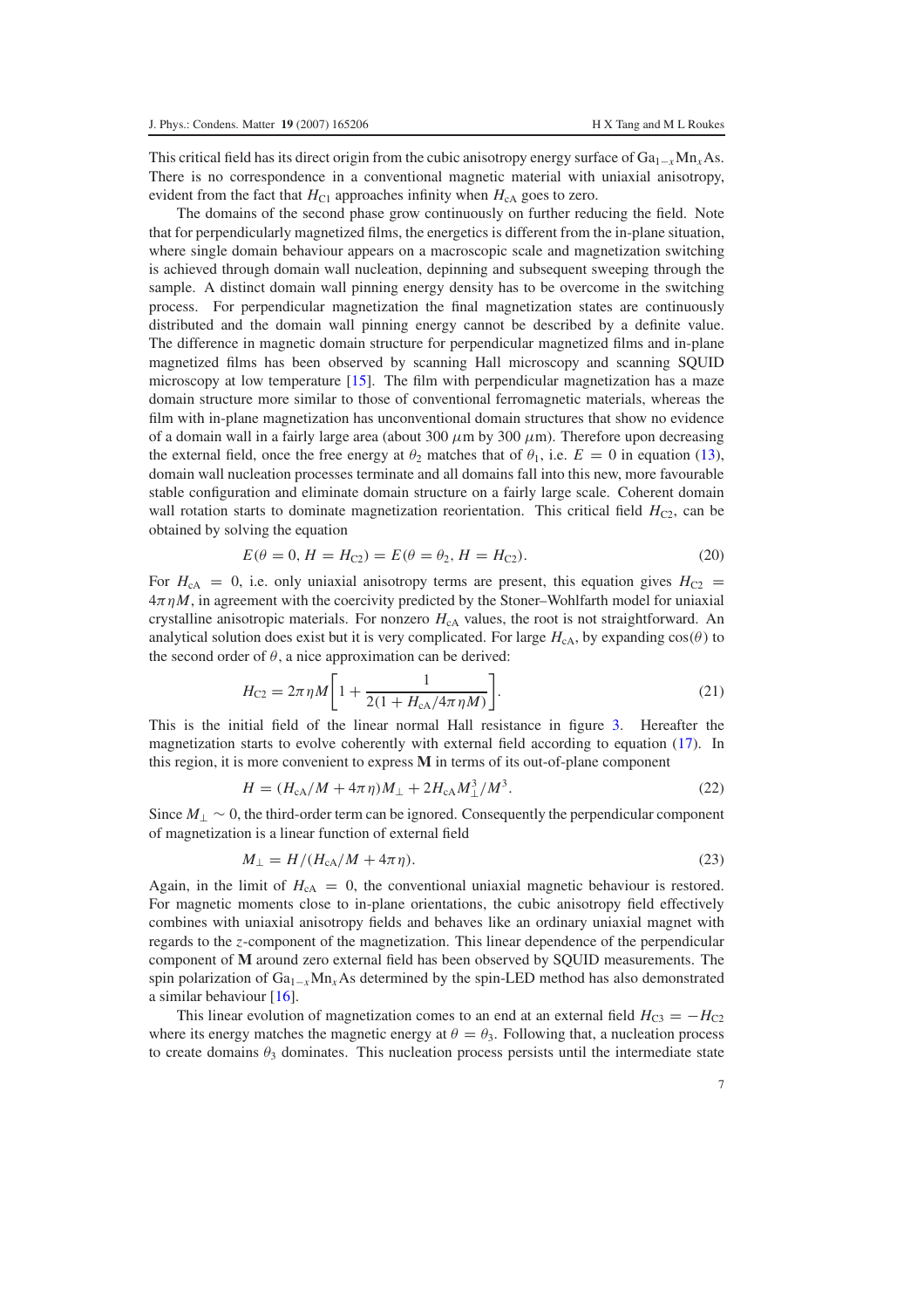This critical field has its direct origin from the cubic anisotropy energy surface of $Ga_{1-x}Mn_xAs$. There is no correspondence in a conventional magnetic material with uniaxial anisotropy, evident from the fact that $H_{C1}$ approaches infinity when $H_{cA}$ goes to zero.

The domains of the second phase grow continuously on further reducing the field. Note that for perpendicularly magnetized films, the energetics is different from the in-plane situation, where single domain behaviour appears on a macroscopic scale and magnetization switching is achieved through domain wall nucleation, depinning and subsequent sweeping through the sample. A distinct domain wall pinning energy density has to be overcome in the switching process. For perpendicular magnetization the final magnetization states are continuously distributed and the domain wall pinning energy cannot be described by a definite value. The difference in magnetic domain structure for perpendicular magnetized films and in-plane magnetized films has been observed by scanning Hall microscopy and scanning SQUID microscopy at low temperature [15]. The film with perpendicular magnetization has a maze domain structure more similar to those of conventional ferromagnetic materials, whereas the film with in-plane magnetization has unconventional domain structures that show no evidence of a domain wall in a fairly large area (about 300 $\mu$m by 300 $\mu$m). Therefore upon decreasing the external field, once the free energy at $\theta_2$ matches that of $\theta_1$, i.e. $E = 0$ in equation (13), domain wall nucleation processes terminate and all domains fall into this new, more favourable stable configuration and eliminate domain structure on a fairly large scale. Coherent domain wall rotation starts to dominate magnetization reorientation. This critical field $H_{C2}$, can be obtained by solving the equation

$$E(\theta = 0, H = H_{C2}) = E(\theta = \theta_2, H = H_{C2}). \tag{20}$$

For $H_{cA} = 0$, i.e. only uniaxial anisotropy terms are present, this equation gives $H_{C2} = 4\pi\eta M$, in agreement with the coercivity predicted by the Stoner–Wohlfarth model for uniaxial crystalline anisotropic materials. For nonzero $H_{cA}$ values, the root is not straightforward. An analytical solution does exist but it is very complicated. For large $H_{cA}$, by expanding $\cos(\theta)$ to the second order of $\theta$, a nice approximation can be derived:

$$H_{C2} = 2\pi\eta M\left[1 + \frac{1}{2(1 + H_{cA}/4\pi\eta M)}\right]. \tag{21}$$

This is the initial field of the linear normal Hall resistance in figure 3. Hereafter the magnetization starts to evolve coherently with external field according to equation (17). In this region, it is more convenient to express $\mathbf{M}$ in terms of its out-of-plane component

$$H = (H_{cA}/M + 4\pi\eta)M_\perp + 2H_{cA}M_\perp^3/M^3. \tag{22}$$

Since $M_\perp \sim 0$, the third-order term can be ignored. Consequently the perpendicular component of magnetization is a linear function of external field

$$M_\perp = H/(H_{cA}/M + 4\pi\eta). \tag{23}$$

Again, in the limit of $H_{cA} = 0$, the conventional uniaxial magnetic behaviour is restored. For magnetic moments close to in-plane orientations, the cubic anisotropy field effectively combines with uniaxial anisotropy fields and behaves like an ordinary uniaxial magnet with regards to the $z$-component of the magnetization. This linear dependence of the perpendicular component of $\mathbf{M}$ around zero external field has been observed by SQUID measurements. The spin polarization of $Ga_{1-x}Mn_xAs$ determined by the spin-LED method has also demonstrated a similar behaviour [16].

This linear evolution of magnetization comes to an end at an external field $H_{C3} = -H_{C2}$ where its energy matches the magnetic energy at $\theta = \theta_3$. Following that, a nucleation process to create domains $\theta_3$ dominates. This nucleation process persists until the intermediate state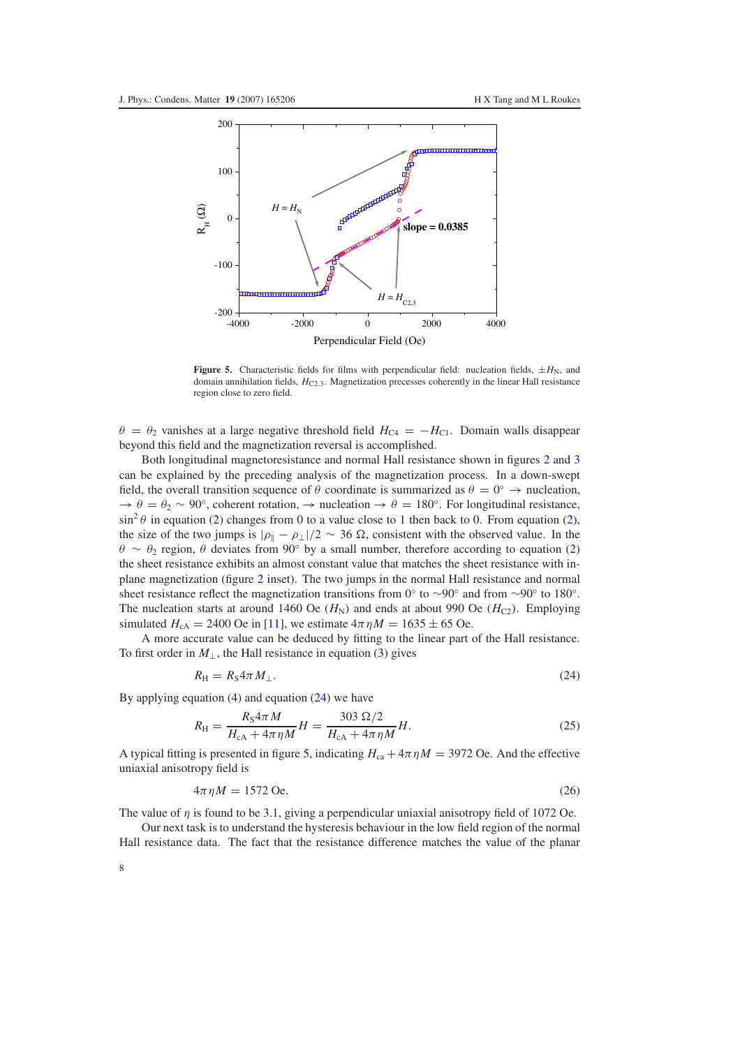**Figure 5.** Characteristic fields for films with perpendicular field: nucleation fields, $\pm H_N$, and domain annihilation fields, $H_{C2,3}$. Magnetization precesses coherently in the linear Hall resistance region close to zero field.

$\theta = \theta_2$ vanishes at a large negative threshold field $H_{C4} = -H_{C1}$. Domain walls disappear beyond this field and the magnetization reversal is accomplished.

Both longitudinal magnetoresistance and normal Hall resistance shown in figures 2 and 3 can be explained by the preceding analysis of the magnetization process. In a down-swept field, the overall transition sequence of $\theta$ coordinate is summarized as $\theta = 0^\circ \rightarrow$ nucleation, $\rightarrow \theta = \theta_2 \sim 90^\circ$, coherent rotation, $\rightarrow$ nucleation $\rightarrow \theta = 180^\circ$. For longitudinal resistance, $\sin^2\theta$ in equation (2) changes from 0 to a value close to 1 then back to 0. From equation (2), the size of the two jumps is $|\rho_\parallel - \rho_\perp|/2 \sim 36\ \Omega$, consistent with the observed value. In the $\theta \sim \theta_2$ region, $\theta$ deviates from $90^\circ$ by a small number, therefore according to equation (2) the sheet resistance exhibits an almost constant value that matches the sheet resistance with in-plane magnetization (figure 2 inset). The two jumps in the normal Hall resistance and normal sheet resistance reflect the magnetization transitions from $0^\circ$ to $\sim 90^\circ$ and from $\sim 90^\circ$ to $180^\circ$. The nucleation starts at around 1460 Oe ($H_N$) and ends at about 990 Oe ($H_{C2}$). Employing simulated $H_{cA} = 2400$ Oe in [11], we estimate $4\pi\eta M = 1635 \pm 65$ Oe.

A more accurate value can be deduced by fitting to the linear part of the Hall resistance. To first order in $M_\perp$, the Hall resistance in equation (3) gives

$$R_H = R_S 4\pi M_\perp. \tag{24}$$

By applying equation (4) and equation (24) we have

$$R_H = \frac{R_S 4\pi M}{H_{cA} + 4\pi\eta M} H = \frac{303\ \Omega/2}{H_{cA} + 4\pi\eta M} H. \tag{25}$$

A typical fitting is presented in figure 5, indicating $H_{ca} + 4\pi\eta M = 3972$ Oe. And the effective uniaxial anisotropy field is

$$4\pi\eta M = 1572 \text{ Oe}. \tag{26}$$

The value of $\eta$ is found to be 3.1, giving a perpendicular uniaxial anisotropy field of 1072 Oe.

Our next task is to understand the hysteresis behaviour in the low field region of the normal Hall resistance data. The fact that the resistance difference matches the value of the planar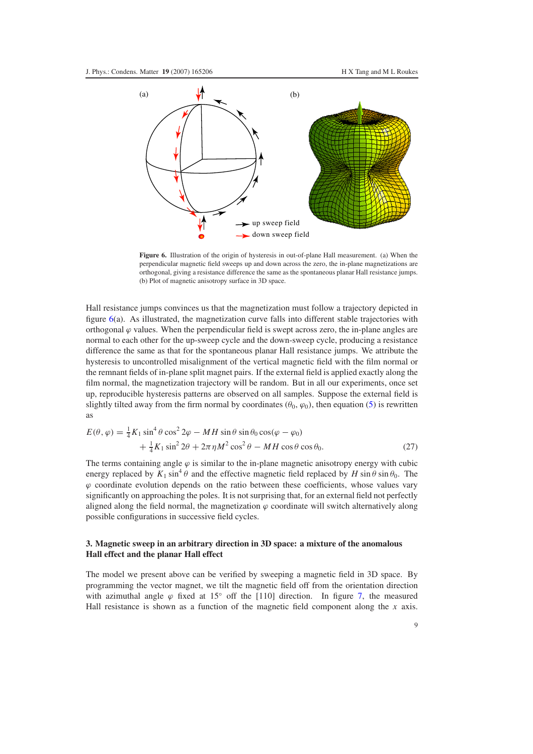(a)

(b)

up sweep field

down sweep field

**Figure 6.** Illustration of the origin of hysteresis in out-of-plane Hall measurement. (a) When the perpendicular magnetic field sweeps up and down across the zero, the in-plane magnetizations are orthogonal, giving a resistance difference the same as the spontaneous planar Hall resistance jumps. (b) Plot of magnetic anisotropy surface in 3D space.

Hall resistance jumps convinces us that the magnetization must follow a trajectory depicted in figure 6(a). As illustrated, the magnetization curve falls into different stable trajectories with orthogonal $\varphi$ values. When the perpendicular field is swept across zero, the in-plane angles are normal to each other for the up-sweep cycle and the down-sweep cycle, producing a resistance difference the same as that for the spontaneous planar Hall resistance jumps. We attribute the hysteresis to uncontrolled misalignment of the vertical magnetic field with the film normal or the remnant fields of in-plane split magnet pairs. If the external field is applied exactly along the film normal, the magnetization trajectory will be random. But in all our experiments, once set up, reproducible hysteresis patterns are observed on all samples. Suppose the external field is slightly tilted away from the firm normal by coordinates $(\theta_0, \varphi_0)$, then equation (5) is rewritten as

$$E(\theta, \varphi) = \tfrac{1}{4}K_1 \sin^4\theta \cos^2 2\varphi - MH \sin\theta \sin\theta_0 \cos(\varphi - \varphi_0) + \tfrac{1}{4}K_1 \sin^2 2\theta + 2\pi\eta M^2 \cos^2\theta - MH \cos\theta \cos\theta_0. \tag{27}$$

The terms containing angle $\varphi$ is similar to the in-plane magnetic anisotropy energy with cubic energy replaced by $K_1 \sin^4\theta$ and the effective magnetic field replaced by $H \sin\theta \sin\theta_0$. The $\varphi$ coordinate evolution depends on the ratio between these coefficients, whose values vary significantly on approaching the poles. It is not surprising that, for an external field not perfectly aligned along the field normal, the magnetization $\varphi$ coordinate will switch alternatively along possible configurations in successive field cycles.

### 3. Magnetic sweep in an arbitrary direction in 3D space: a mixture of the anomalous Hall effect and the planar Hall effect

The model we present above can be verified by sweeping a magnetic field in 3D space. By programming the vector magnet, we tilt the magnetic field off from the orientation direction with azimuthal angle $\varphi$ fixed at 15° off the [110] direction. In figure 7, the measured Hall resistance is shown as a function of the magnetic field component along the $x$ axis.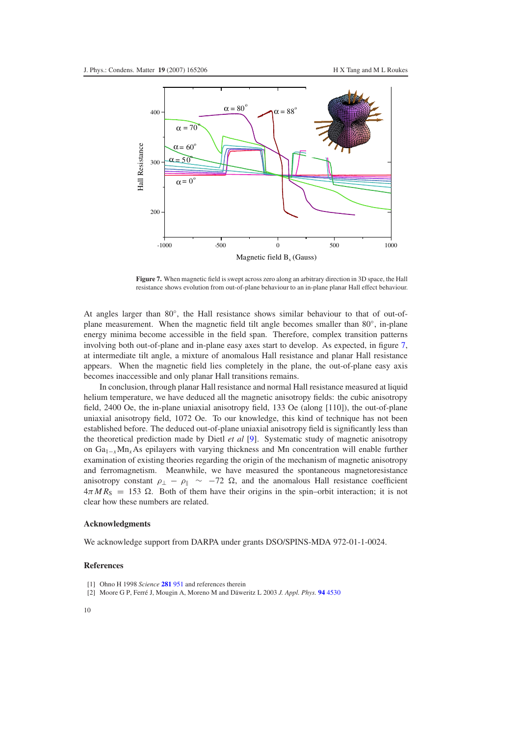**Figure 7.** When magnetic field is swept across zero along an arbitrary direction in 3D space, the Hall resistance shows evolution from out-of-plane behaviour to an in-plane planar Hall effect behaviour.

At angles larger than 80°, the Hall resistance shows similar behaviour to that of out-of-plane measurement. When the magnetic field tilt angle becomes smaller than 80°, in-plane energy minima become accessible in the field span. Therefore, complex transition patterns involving both out-of-plane and in-plane easy axes start to develop. As expected, in figure 7, at intermediate tilt angle, a mixture of anomalous Hall resistance and planar Hall resistance appears. When the magnetic field lies completely in the plane, the out-of-plane easy axis becomes inaccessible and only planar Hall transitions remains.

In conclusion, through planar Hall resistance and normal Hall resistance measured at liquid helium temperature, we have deduced all the magnetic anisotropy fields: the cubic anisotropy field, 2400 Oe, the in-plane uniaxial anisotropy field, 133 Oe (along [110]), the out-of-plane uniaxial anisotropy field, 1072 Oe. To our knowledge, this kind of technique has not been established before. The deduced out-of-plane uniaxial anisotropy field is significantly less than the theoretical prediction made by Dietl *et al* [9]. Systematic study of magnetic anisotropy on $Ga_{1-x}Mn_xAs$ epilayers with varying thickness and Mn concentration will enable further examination of existing theories regarding the origin of the mechanism of magnetic anisotropy and ferromagnetism. Meanwhile, we have measured the spontaneous magnetoresistance anisotropy constant $\rho_\perp - \rho_\parallel \sim -72\ \Omega$, and the anomalous Hall resistance coefficient $4\pi M R_S = 153\ \Omega$. Both of them have their origins in the spin–orbit interaction; it is not clear how these numbers are related.

## Acknowledgments

We acknowledge support from DARPA under grants DSO/SPINS-MDA 972-01-1-0024.

## References

[1] Ohno H 1998 *Science* **281** 951 and references therein

[2] Moore G P, Ferré J, Mougin A, Moreno M and Däweritz L 2003 *J. Appl. Phys.* **94** 4530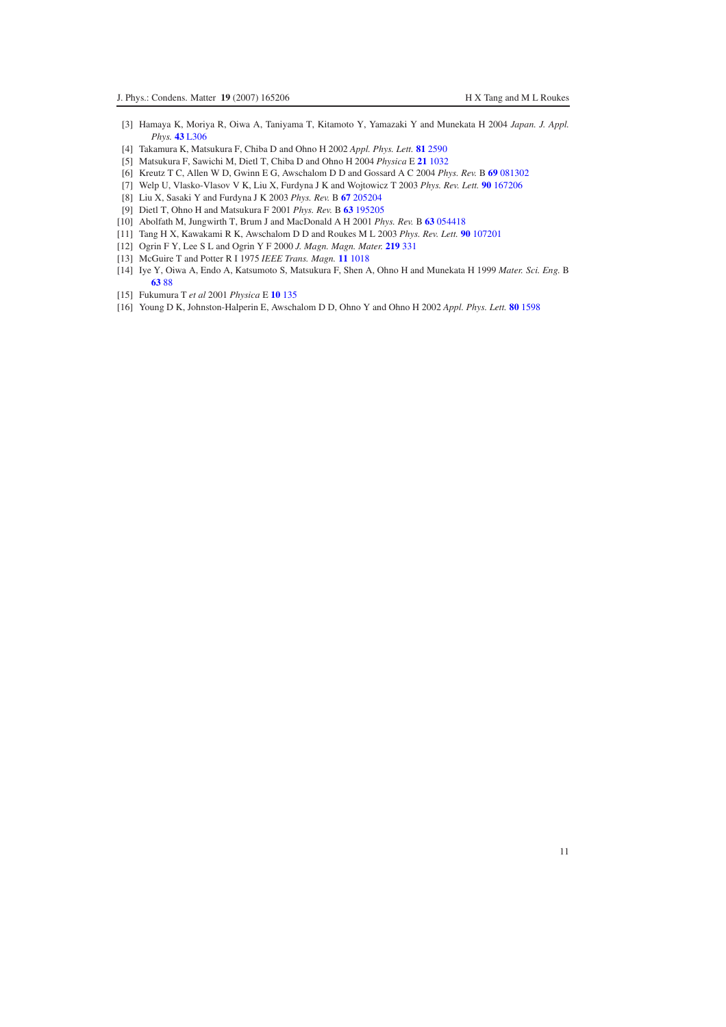[3] Hamaya K, Moriya R, Oiwa A, Taniyama T, Kitamoto Y, Yamazaki Y and Munekata H 2004 *Japan. J. Appl. Phys.* **43** L306

[4] Takamura K, Matsukura F, Chiba D and Ohno H 2002 *Appl. Phys. Lett.* **81** 2590

[5] Matsukura F, Sawichi M, Dietl T, Chiba D and Ohno H 2004 *Physica* E **21** 1032

[6] Kreutz T C, Allen W D, Gwinn E G, Awschalom D D and Gossard A C 2004 *Phys. Rev.* B **69** 081302

[7] Welp U, Vlasko-Vlasov V K, Liu X, Furdyna J K and Wojtowicz T 2003 *Phys. Rev. Lett.* **90** 167206

[8] Liu X, Sasaki Y and Furdyna J K 2003 *Phys. Rev.* B **67** 205204

[9] Dietl T, Ohno H and Matsukura F 2001 *Phys. Rev.* B **63** 195205

[10] Abolfath M, Jungwirth T, Brum J and MacDonald A H 2001 *Phys. Rev.* B **63** 054418

[11] Tang H X, Kawakami R K, Awschalom D D and Roukes M L 2003 *Phys. Rev. Lett.* **90** 107201

[12] Ogrin F Y, Lee S L and Ogrin Y F 2000 *J. Magn. Magn. Mater.* **219** 331

[13] McGuire T and Potter R I 1975 *IEEE Trans. Magn.* **11** 1018

[14] Iye Y, Oiwa A, Endo A, Katsumoto S, Matsukura F, Shen A, Ohno H and Munekata H 1999 *Mater. Sci. Eng.* B **63** 88

[15] Fukumura T *et al* 2001 *Physica* E **10** 135

[16] Young D K, Johnston-Halperin E, Awschalom D D, Ohno Y and Ohno H 2002 *Appl. Phys. Lett.* **80** 1598